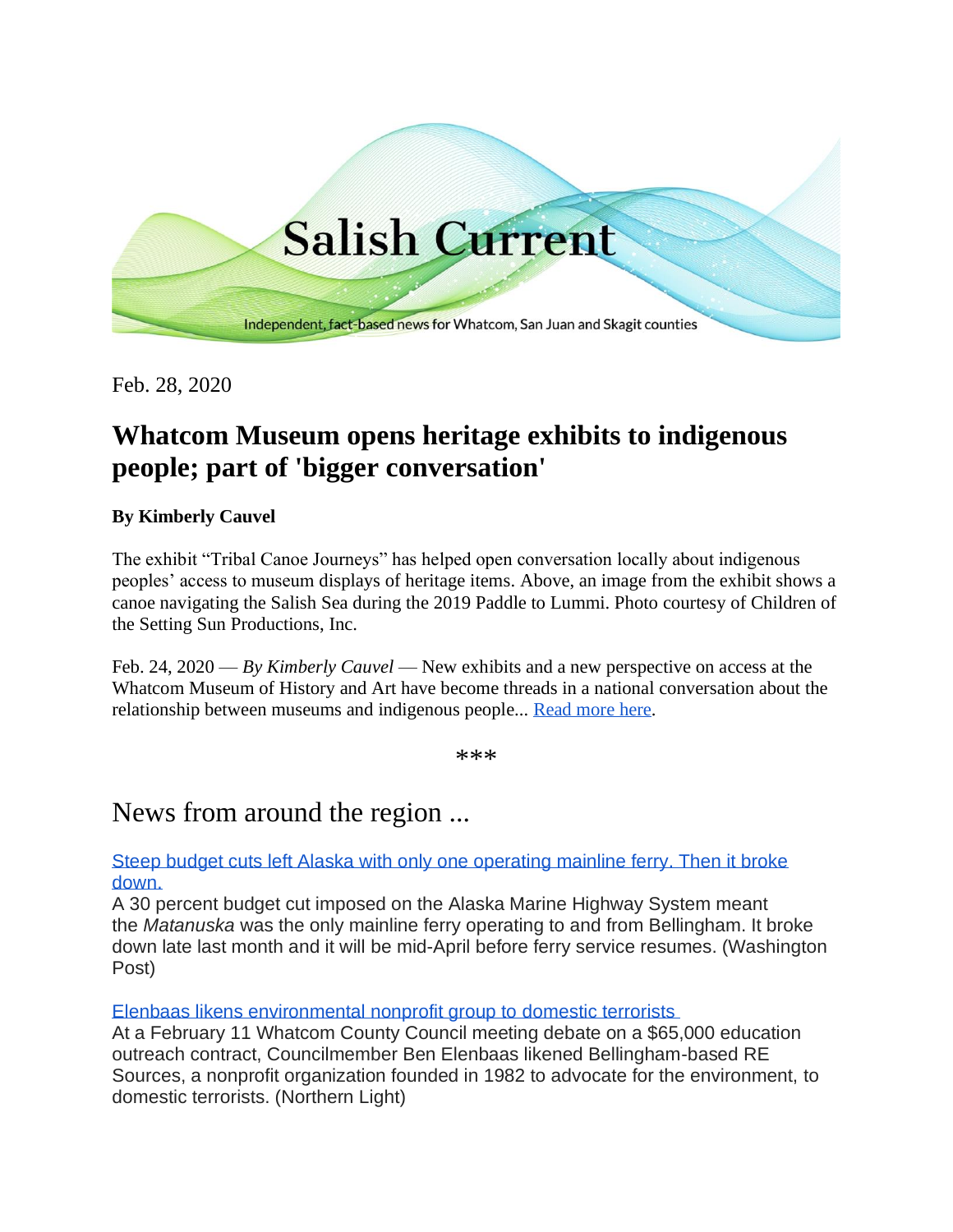# Salish Current

Independent, fact-based news for Whatcom, San Juan and Skagit counties

Feb. 28, 2020

## Whatcom Museum opens heritage exhibits to indigenous people; part of 'bigger conversation'

**By Kimberly Cauvel**

The exhibit "Tribal Canoe Journeys" has helped open conversation locally about indigenous peoples' access to museum displays of heritage items. Above, an image from the exhibit shows a canoe navigating the Salish Sea during the 2019 Paddle to Lummi. Photo courtesy of Children of the Setting Sun Productions, Inc.

Feb. 24, 2020 — *By Kimberly Cauvel* — New exhibits and a new perspective on access at the Whatcom Museum of History and Art have become threads in a national conversation about the relationship between museums and indigenous people... Read more here.

***

## News from around the region ...

Steep budget cuts left Alaska with only one operating mainline ferry. Then it broke down.
A 30 percent budget cut imposed on the Alaska Marine Highway System meant the *Matanuska* was the only mainline ferry operating to and from Bellingham. It broke down late last month and it will be mid-April before ferry service resumes. (Washington Post)

Elenbaas likens environmental nonprofit group to domestic terrorists
At a February 11 Whatcom County Council meeting debate on a $65,000 education outreach contract, Councilmember Ben Elenbaas likened Bellingham-based RE Sources, a nonprofit organization founded in 1982 to advocate for the environment, to domestic terrorists. (Northern Light)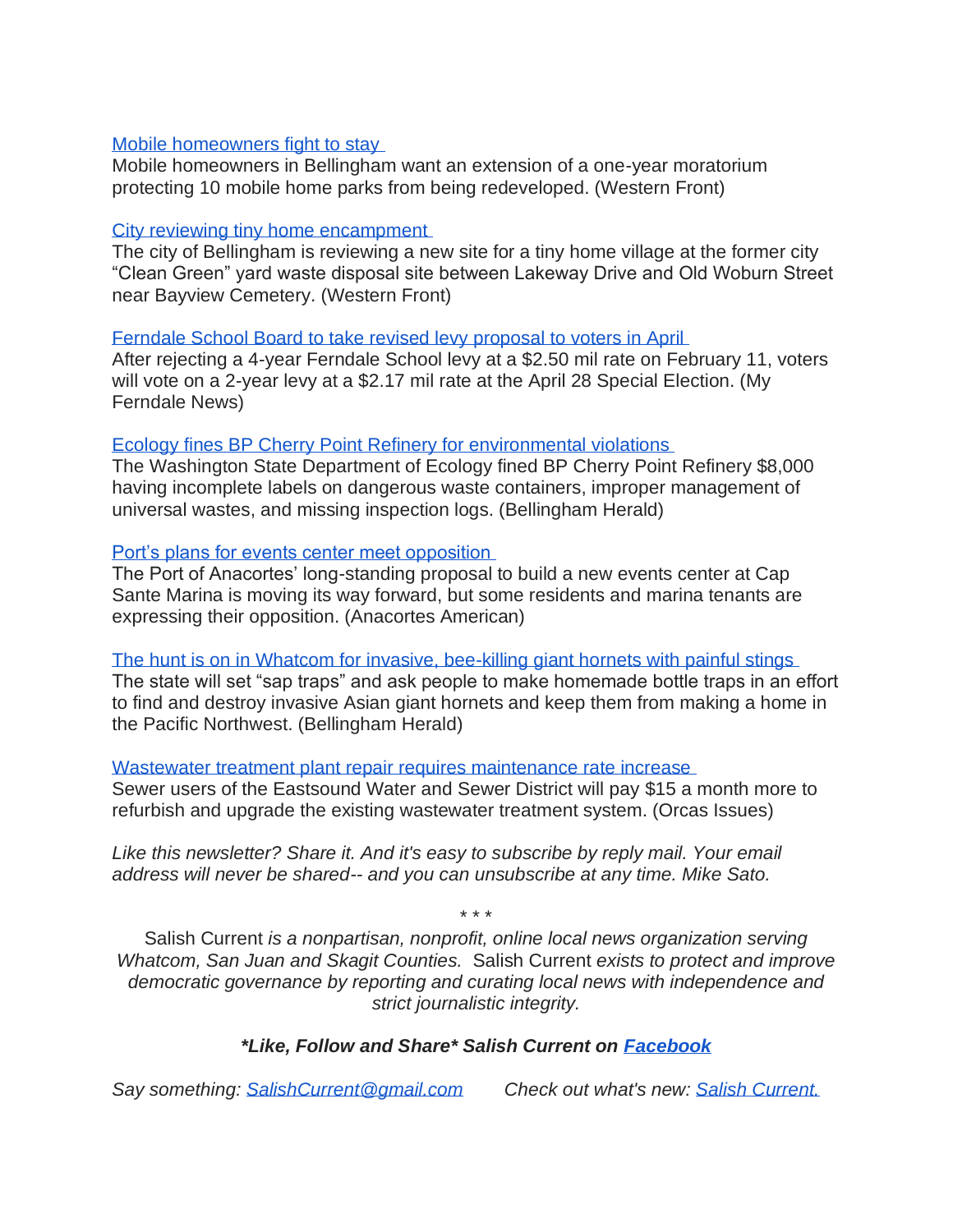[Mobile homeowners fight to stay](#)

Mobile homeowners in Bellingham want an extension of a one-year moratorium protecting 10 mobile home parks from being redeveloped. (Western Front)

[City reviewing tiny home encampment](#)

The city of Bellingham is reviewing a new site for a tiny home village at the former city "Clean Green" yard waste disposal site between Lakeway Drive and Old Woburn Street near Bayview Cemetery. (Western Front)

[Ferndale School Board to take revised levy proposal to voters in April](#)

After rejecting a 4-year Ferndale School levy at a $2.50 mil rate on February 11, voters will vote on a 2-year levy at a $2.17 mil rate at the April 28 Special Election. (My Ferndale News)

[Ecology fines BP Cherry Point Refinery for environmental violations](#)

The Washington State Department of Ecology fined BP Cherry Point Refinery $8,000 having incomplete labels on dangerous waste containers, improper management of universal wastes, and missing inspection logs. (Bellingham Herald)

[Port's plans for events center meet opposition](#)

The Port of Anacortes' long-standing proposal to build a new events center at Cap Sante Marina is moving its way forward, but some residents and marina tenants are expressing their opposition. (Anacortes American)

[The hunt is on in Whatcom for invasive, bee-killing giant hornets with painful stings](#)

The state will set "sap traps" and ask people to make homemade bottle traps in an effort to find and destroy invasive Asian giant hornets and keep them from making a home in the Pacific Northwest. (Bellingham Herald)

[Wastewater treatment plant repair requires maintenance rate increase](#)

Sewer users of the Eastsound Water and Sewer District will pay $15 a month more to refurbish and upgrade the existing wastewater treatment system. (Orcas Issues)

*Like this newsletter? Share it. And it's easy to subscribe by reply mail. Your email address will never be shared-- and you can unsubscribe at any time. Mike Sato.*

\* \* \*

Salish Current *is a nonpartisan, nonprofit, online local news organization serving Whatcom, San Juan and Skagit Counties.* Salish Current *exists to protect and improve democratic governance by reporting and curating local news with independence and strict journalistic integrity.*

***Like, Follow and Share* Salish Current on [Facebook](#)**

*Say something: [SalishCurrent@gmail.com](mailto:SalishCurrent@gmail.com)* *Check out what's new: [Salish Current.](#)*